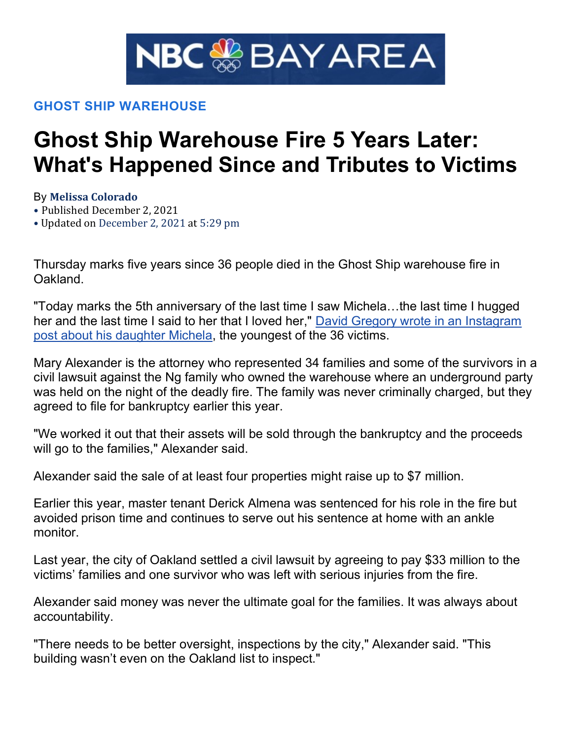NBC BAY AREA

**GHOST SHIP WAREHOUSE**

# Ghost Ship Warehouse Fire 5 Years Later: What's Happened Since and Tributes to Victims

By **Melissa Colorado**

- Published December 2, 2021
- Updated on December 2, 2021 at 5:29 pm

Thursday marks five years since 36 people died in the Ghost Ship warehouse fire in Oakland.

"Today marks the 5th anniversary of the last time I saw Michela…the last time I hugged her and the last time I said to her that I loved her," David Gregory wrote in an Instagram post about his daughter Michela, the youngest of the 36 victims.

Mary Alexander is the attorney who represented 34 families and some of the survivors in a civil lawsuit against the Ng family who owned the warehouse where an underground party was held on the night of the deadly fire. The family was never criminally charged, but they agreed to file for bankruptcy earlier this year.

"We worked it out that their assets will be sold through the bankruptcy and the proceeds will go to the families," Alexander said.

Alexander said the sale of at least four properties might raise up to $7 million.

Earlier this year, master tenant Derick Almena was sentenced for his role in the fire but avoided prison time and continues to serve out his sentence at home with an ankle monitor.

Last year, the city of Oakland settled a civil lawsuit by agreeing to pay $33 million to the victims' families and one survivor who was left with serious injuries from the fire.

Alexander said money was never the ultimate goal for the families. It was always about accountability.

"There needs to be better oversight, inspections by the city," Alexander said. "This building wasn't even on the Oakland list to inspect."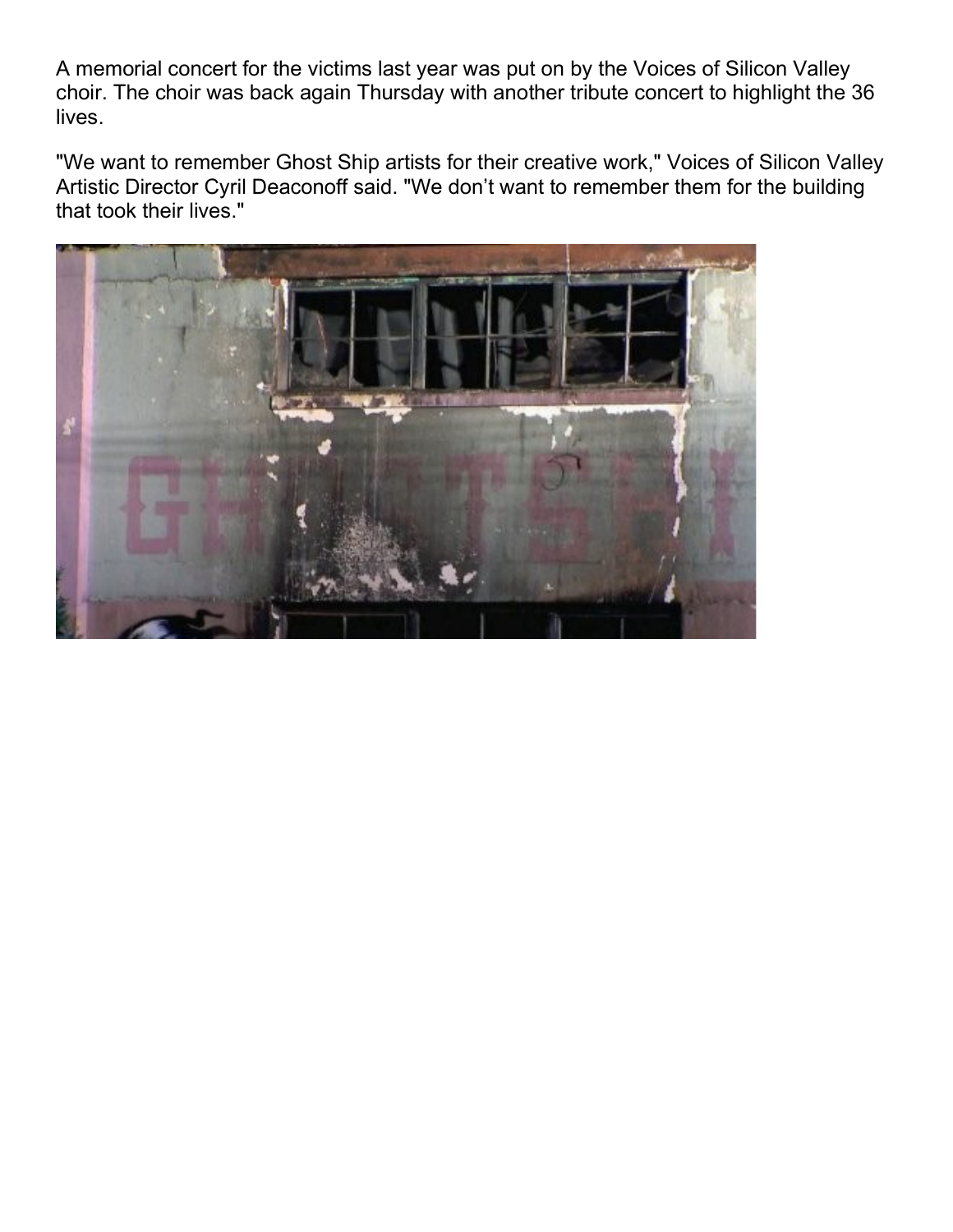A memorial concert for the victims last year was put on by the Voices of Silicon Valley choir. The choir was back again Thursday with another tribute concert to highlight the 36 lives.

"We want to remember Ghost Ship artists for their creative work," Voices of Silicon Valley Artistic Director Cyril Deaconoff said. "We don't want to remember them for the building that took their lives."